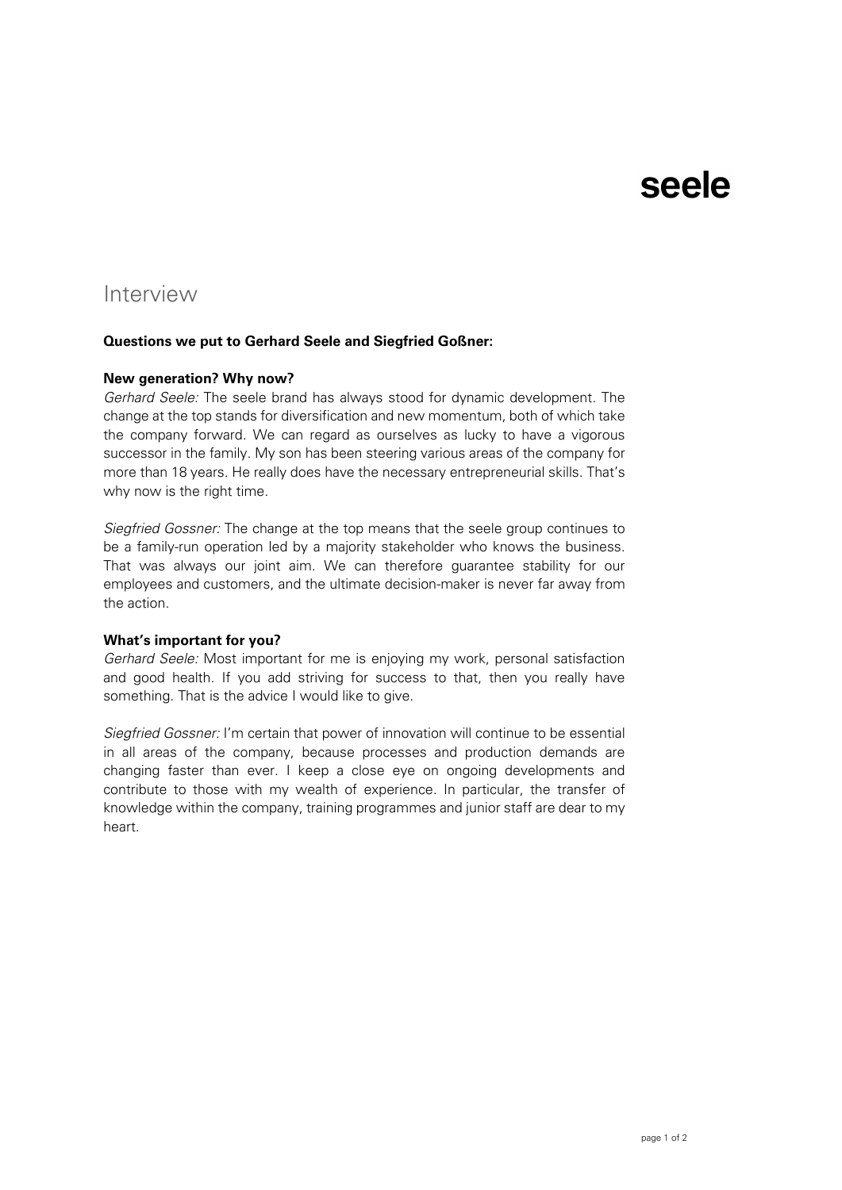seele

# Interview

**Questions we put to Gerhard Seele and Siegfried Goßner:**

**New generation? Why now?**
*Gerhard Seele:* The seele brand has always stood for dynamic development. The change at the top stands for diversification and new momentum, both of which take the company forward. We can regard as ourselves as lucky to have a vigorous successor in the family. My son has been steering various areas of the company for more than 18 years. He really does have the necessary entrepreneurial skills. That's why now is the right time.

*Siegfried Gossner:* The change at the top means that the seele group continues to be a family-run operation led by a majority stakeholder who knows the business. That was always our joint aim. We can therefore guarantee stability for our employees and customers, and the ultimate decision-maker is never far away from the action.

**What's important for you?**
*Gerhard Seele:* Most important for me is enjoying my work, personal satisfaction and good health. If you add striving for success to that, then you really have something. That is the advice I would like to give.

*Siegfried Gossner:* I'm certain that power of innovation will continue to be essential in all areas of the company, because processes and production demands are changing faster than ever. I keep a close eye on ongoing developments and contribute to those with my wealth of experience. In particular, the transfer of knowledge within the company, training programmes and junior staff are dear to my heart.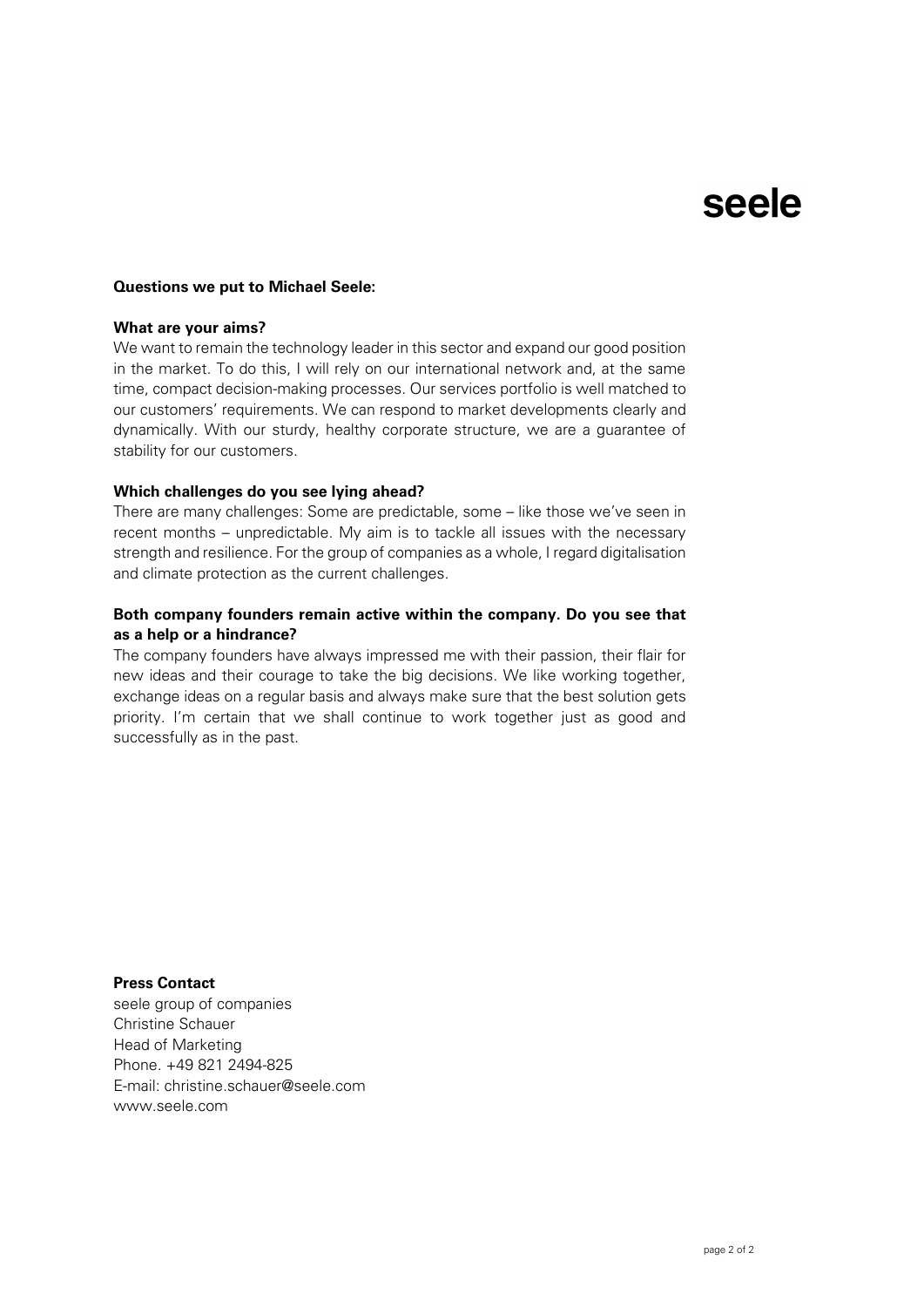**Questions we put to Michael Seele:**

**What are your aims?**

We want to remain the technology leader in this sector and expand our good position in the market. To do this, I will rely on our international network and, at the same time, compact decision-making processes. Our services portfolio is well matched to our customers' requirements. We can respond to market developments clearly and dynamically. With our sturdy, healthy corporate structure, we are a guarantee of stability for our customers.

**Which challenges do you see lying ahead?**

There are many challenges: Some are predictable, some – like those we've seen in recent months – unpredictable. My aim is to tackle all issues with the necessary strength and resilience. For the group of companies as a whole, I regard digitalisation and climate protection as the current challenges.

**Both company founders remain active within the company. Do you see that as a help or a hindrance?**

The company founders have always impressed me with their passion, their flair for new ideas and their courage to take the big decisions. We like working together, exchange ideas on a regular basis and always make sure that the best solution gets priority. I'm certain that we shall continue to work together just as good and successfully as in the past.

**Press Contact**

seele group of companies
Christine Schauer
Head of Marketing
Phone. +49 821 2494-825
E-mail: christine.schauer@seele.com
www.seele.com